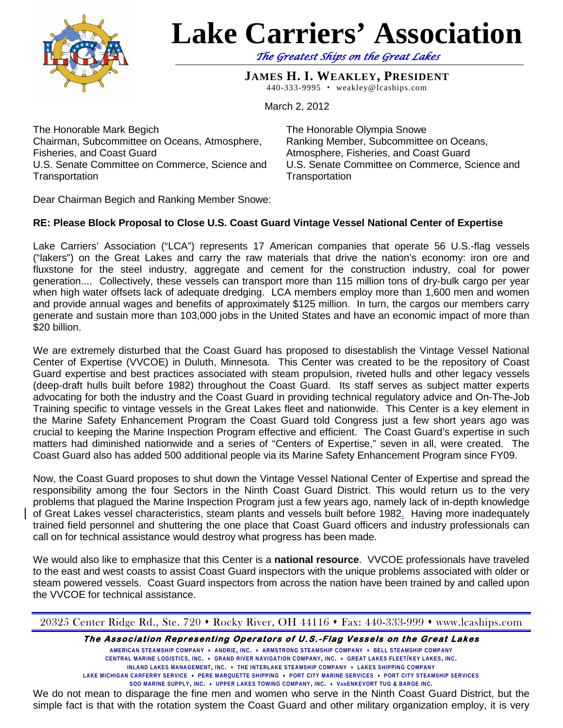# Lake Carriers' Association

*The Greatest Ships on the Great Lakes*

**JAMES H. I. WEAKLEY, PRESIDENT**
440-333-9995 • weakley@lcaships.com

March 2, 2012

The Honorable Mark Begich
Chairman, Subcommittee on Oceans, Atmosphere, Fisheries, and Coast Guard
U.S. Senate Committee on Commerce, Science and Transportation

The Honorable Olympia Snowe
Ranking Member, Subcommittee on Oceans, Atmosphere, Fisheries, and Coast Guard
U.S. Senate Committee on Commerce, Science and Transportation

Dear Chairman Begich and Ranking Member Snowe:

**RE: Please Block Proposal to Close U.S. Coast Guard Vintage Vessel National Center of Expertise**

Lake Carriers' Association ("LCA") represents 17 American companies that operate 56 U.S.-flag vessels ("lakers") on the Great Lakes and carry the raw materials that drive the nation's economy: iron ore and fluxstone for the steel industry, aggregate and cement for the construction industry, coal for power generation.... Collectively, these vessels can transport more than 115 million tons of dry-bulk cargo per year when high water offsets lack of adequate dredging. LCA members employ more than 1,600 men and women and provide annual wages and benefits of approximately $125 million. In turn, the cargos our members carry generate and sustain more than 103,000 jobs in the United States and have an economic impact of more than $20 billion.

We are extremely disturbed that the Coast Guard has proposed to disestablish the Vintage Vessel National Center of Expertise (VVCOE) in Duluth, Minnesota. This Center was created to be the repository of Coast Guard expertise and best practices associated with steam propulsion, riveted hulls and other legacy vessels (deep-draft hulls built before 1982) throughout the Coast Guard. Its staff serves as subject matter experts advocating for both the industry and the Coast Guard in providing technical regulatory advice and On-The-Job Training specific to vintage vessels in the Great Lakes fleet and nationwide. This Center is a key element in the Marine Safety Enhancement Program the Coast Guard told Congress just a few short years ago was crucial to keeping the Marine Inspection Program effective and efficient. The Coast Guard's expertise in such matters had diminished nationwide and a series of "Centers of Expertise," seven in all, were created. The Coast Guard also has added 500 additional people via its Marine Safety Enhancement Program since FY09.

Now, the Coast Guard proposes to shut down the Vintage Vessel National Center of Expertise and spread the responsibility among the four Sectors in the Ninth Coast Guard District. This would return us to the very problems that plagued the Marine Inspection Program just a few years ago, namely lack of in-depth knowledge of Great Lakes vessel characteristics, steam plants and vessels built before 1982. Having more inadequately trained field personnel and shuttering the one place that Coast Guard officers and industry professionals can call on for technical assistance would destroy what progress has been made.

We would also like to emphasize that this Center is a **national resource**. VVCOE professionals have traveled to the east and west coasts to assist Coast Guard inspectors with the unique problems associated with older or steam powered vessels. Coast Guard inspectors from across the nation have been trained by and called upon the VVCOE for technical assistance.

20325 Center Ridge Rd., Ste. 720 • Rocky River, OH 44116 • Fax: 440-333-999 • www.lcaships.com

***The Association Representing Operators of U.S.-Flag Vessels on the Great Lakes***

AMERICAN STEAMSHIP COMPANY • ANDRIE, INC. • ARMSTRONG STEAMSHIP COMPANY • BELL STEAMSHIP COMPANY
CENTRAL MARINE LOGISTICS, INC. • GRAND RIVER NAVIGATION COMPANY, INC. • GREAT LAKES FLEET/KEY LAKES, INC.
INLAND LAKES MANAGEMENT, INC. • THE INTERLAKE STEAMSHIP COMPANY • LAKES SHIPPING COMPANY
LAKE MICHIGAN CARFERRY SERVICE • PERE MARQUETTE SHIPPING • PORT CITY MARINE SERVICES • PORT CITY STEAMSHIP SERVICES
SOO MARINE SUPPLY, INC. • UPPER LAKES TOWING COMPANY, INC. • VANENKEVORT TUG & BARGE INC.

We do not mean to disparage the fine men and women who serve in the Ninth Coast Guard District, but the simple fact is that with the rotation system the Coast Guard and other military organization employ, it is very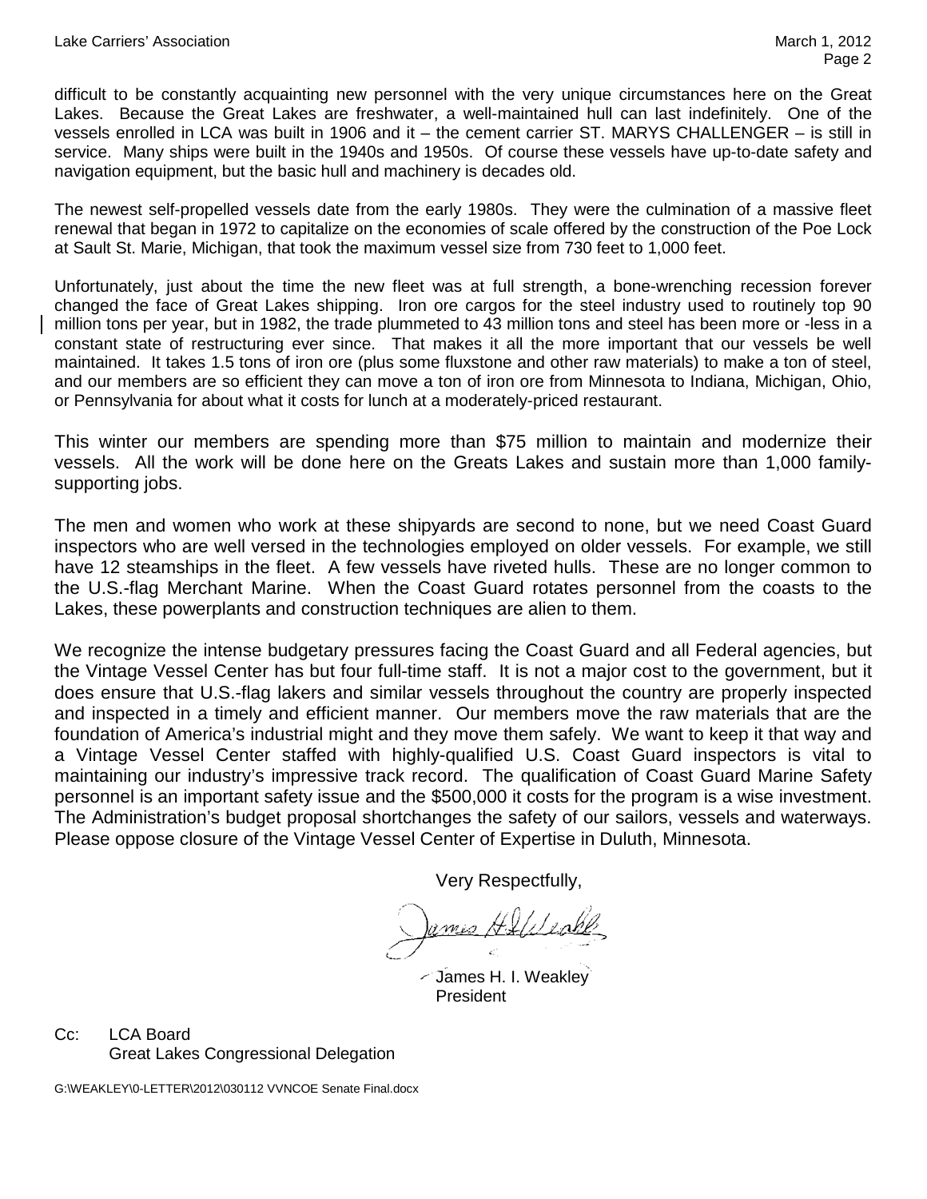difficult to be constantly acquainting new personnel with the very unique circumstances here on the Great Lakes. Because the Great Lakes are freshwater, a well-maintained hull can last indefinitely. One of the vessels enrolled in LCA was built in 1906 and it – the cement carrier ST. MARYS CHALLENGER – is still in service. Many ships were built in the 1940s and 1950s. Of course these vessels have up-to-date safety and navigation equipment, but the basic hull and machinery is decades old.

The newest self-propelled vessels date from the early 1980s. They were the culmination of a massive fleet renewal that began in 1972 to capitalize on the economies of scale offered by the construction of the Poe Lock at Sault St. Marie, Michigan, that took the maximum vessel size from 730 feet to 1,000 feet.

Unfortunately, just about the time the new fleet was at full strength, a bone-wrenching recession forever changed the face of Great Lakes shipping. Iron ore cargos for the steel industry used to routinely top 90 million tons per year, but in 1982, the trade plummeted to 43 million tons and steel has been more or -less in a constant state of restructuring ever since. That makes it all the more important that our vessels be well maintained. It takes 1.5 tons of iron ore (plus some fluxstone and other raw materials) to make a ton of steel, and our members are so efficient they can move a ton of iron ore from Minnesota to Indiana, Michigan, Ohio, or Pennsylvania for about what it costs for lunch at a moderately-priced restaurant.

This winter our members are spending more than $75 million to maintain and modernize their vessels. All the work will be done here on the Greats Lakes and sustain more than 1,000 family-supporting jobs.

The men and women who work at these shipyards are second to none, but we need Coast Guard inspectors who are well versed in the technologies employed on older vessels. For example, we still have 12 steamships in the fleet. A few vessels have riveted hulls. These are no longer common to the U.S.-flag Merchant Marine. When the Coast Guard rotates personnel from the coasts to the Lakes, these powerplants and construction techniques are alien to them.

We recognize the intense budgetary pressures facing the Coast Guard and all Federal agencies, but the Vintage Vessel Center has but four full-time staff. It is not a major cost to the government, but it does ensure that U.S.-flag lakers and similar vessels throughout the country are properly inspected and inspected in a timely and efficient manner. Our members move the raw materials that are the foundation of America's industrial might and they move them safely. We want to keep it that way and a Vintage Vessel Center staffed with highly-qualified U.S. Coast Guard inspectors is vital to maintaining our industry's impressive track record. The qualification of Coast Guard Marine Safety personnel is an important safety issue and the $500,000 it costs for the program is a wise investment. The Administration's budget proposal shortchanges the safety of our sailors, vessels and waterways. Please oppose closure of the Vintage Vessel Center of Expertise in Duluth, Minnesota.

Very Respectfully,

James H. I. Weakley
President

Cc: LCA Board
Great Lakes Congressional Delegation

G:\WEAKLEY\0-LETTER\2012\030112 VVNCOE Senate Final.docx